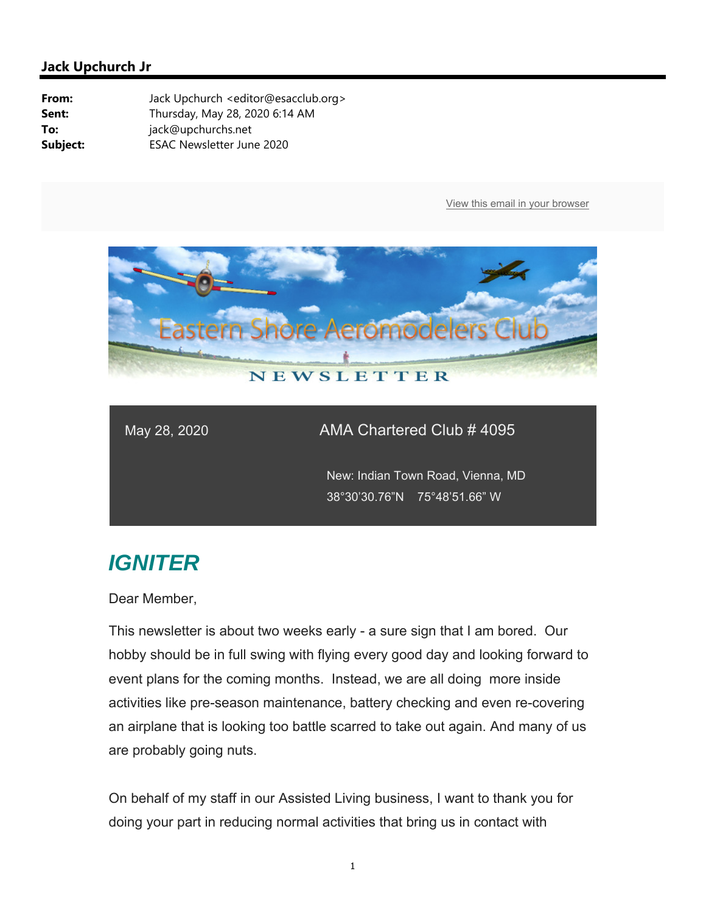**Jack Upchurch Jr**

| | |
|---|---|
| **From:** | Jack Upchurch <editor@esacclub.org> |
| **Sent:** | Thursday, May 28, 2020 6:14 AM |
| **To:** | jack@upchurchs.net |
| **Subject:** | ESAC Newsletter June 2020 |

View this email in your browser

Eastern Shore Aeromodelers Club

NEWSLETTER

May 28, 2020

AMA Chartered Club # 4095

New: Indian Town Road, Vienna, MD

38°30'30.76"N 75°48'51.66" W

# *IGNITER*

Dear Member,

This newsletter is about two weeks early - a sure sign that I am bored. Our hobby should be in full swing with flying every good day and looking forward to event plans for the coming months. Instead, we are all doing more inside activities like pre-season maintenance, battery checking and even re-covering an airplane that is looking too battle scarred to take out again. And many of us are probably going nuts.

On behalf of my staff in our Assisted Living business, I want to thank you for doing your part in reducing normal activities that bring us in contact with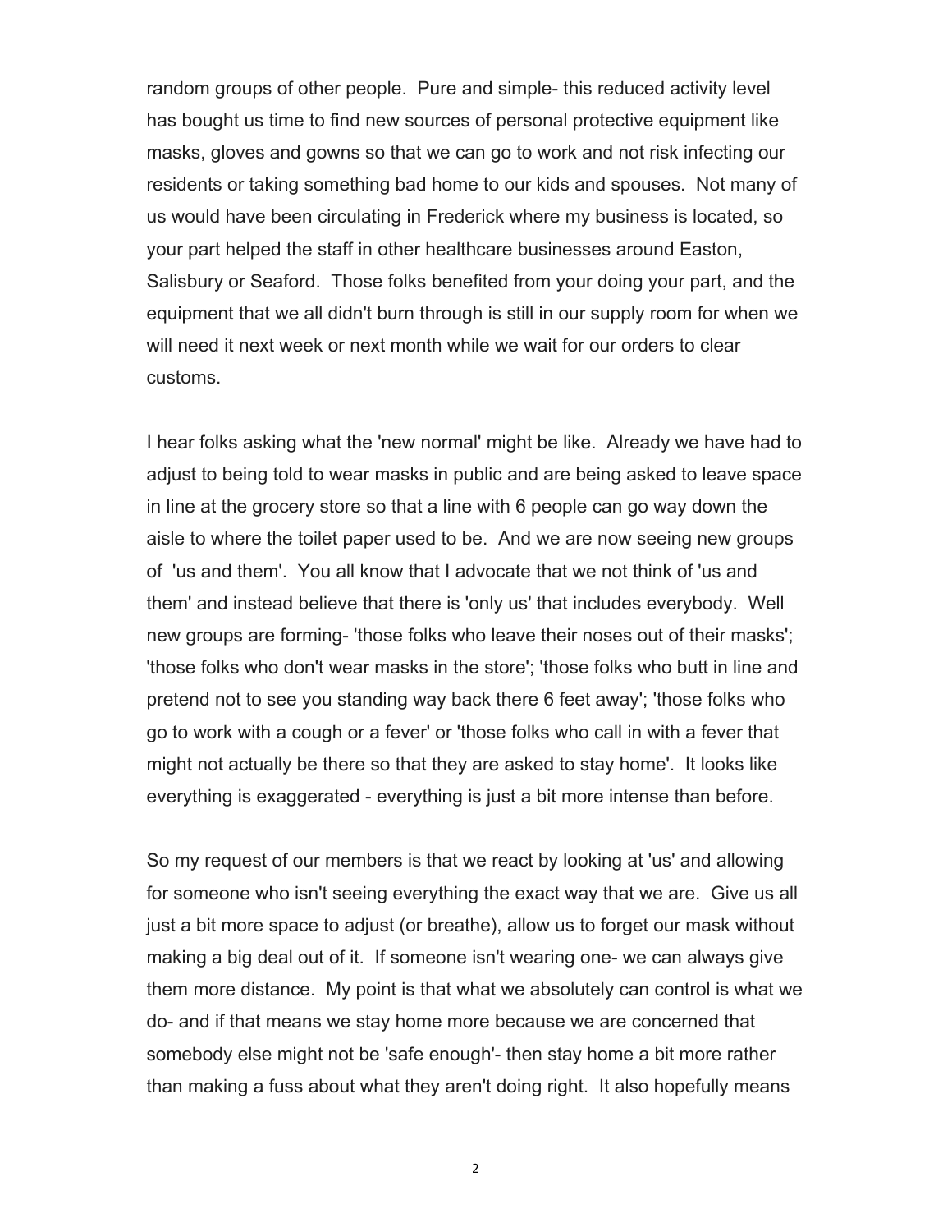random groups of other people. Pure and simple- this reduced activity level has bought us time to find new sources of personal protective equipment like masks, gloves and gowns so that we can go to work and not risk infecting our residents or taking something bad home to our kids and spouses. Not many of us would have been circulating in Frederick where my business is located, so your part helped the staff in other healthcare businesses around Easton, Salisbury or Seaford. Those folks benefited from your doing your part, and the equipment that we all didn't burn through is still in our supply room for when we will need it next week or next month while we wait for our orders to clear customs.

I hear folks asking what the 'new normal' might be like. Already we have had to adjust to being told to wear masks in public and are being asked to leave space in line at the grocery store so that a line with 6 people can go way down the aisle to where the toilet paper used to be. And we are now seeing new groups of 'us and them'. You all know that I advocate that we not think of 'us and them' and instead believe that there is 'only us' that includes everybody. Well new groups are forming- 'those folks who leave their noses out of their masks'; 'those folks who don't wear masks in the store'; 'those folks who butt in line and pretend not to see you standing way back there 6 feet away'; 'those folks who go to work with a cough or a fever' or 'those folks who call in with a fever that might not actually be there so that they are asked to stay home'. It looks like everything is exaggerated - everything is just a bit more intense than before.

So my request of our members is that we react by looking at 'us' and allowing for someone who isn't seeing everything the exact way that we are. Give us all just a bit more space to adjust (or breathe), allow us to forget our mask without making a big deal out of it. If someone isn't wearing one- we can always give them more distance. My point is that what we absolutely can control is what we do- and if that means we stay home more because we are concerned that somebody else might not be 'safe enough'- then stay home a bit more rather than making a fuss about what they aren't doing right. It also hopefully means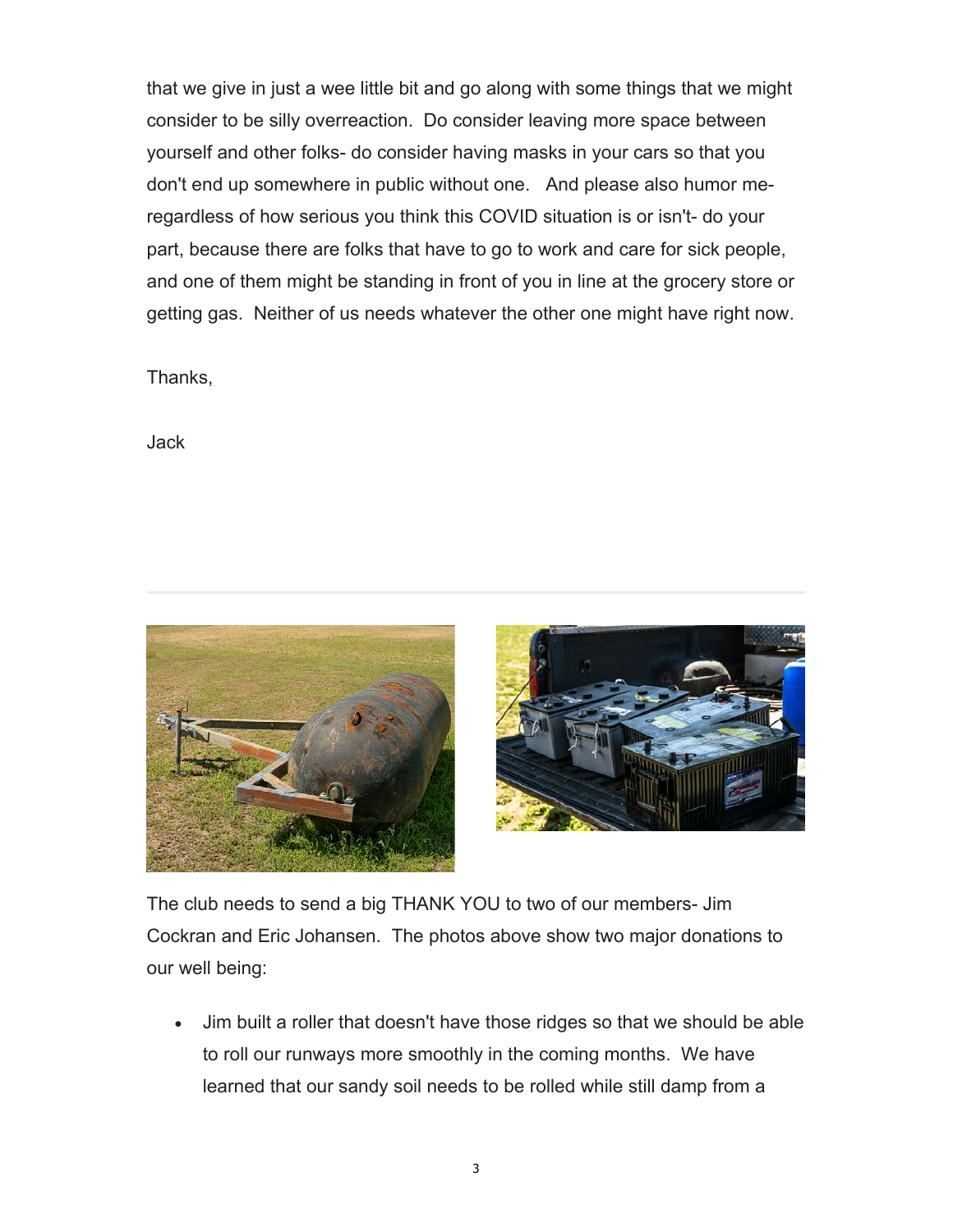that we give in just a wee little bit and go along with some things that we might consider to be silly overreaction.  Do consider leaving more space between yourself and other folks- do consider having masks in your cars so that you don't end up somewhere in public without one.   And please also humor me- regardless of how serious you think this COVID situation is or isn't- do your part, because there are folks that have to go to work and care for sick people, and one of them might be standing in front of you in line at the grocery store or getting gas.  Neither of us needs whatever the other one might have right now.

Thanks,

Jack

---

The club needs to send a big THANK YOU to two of our members- Jim Cockran and Eric Johansen.  The photos above show two major donations to our well being:

- Jim built a roller that doesn't have those ridges so that we should be able to roll our runways more smoothly in the coming months.  We have learned that our sandy soil needs to be rolled while still damp from a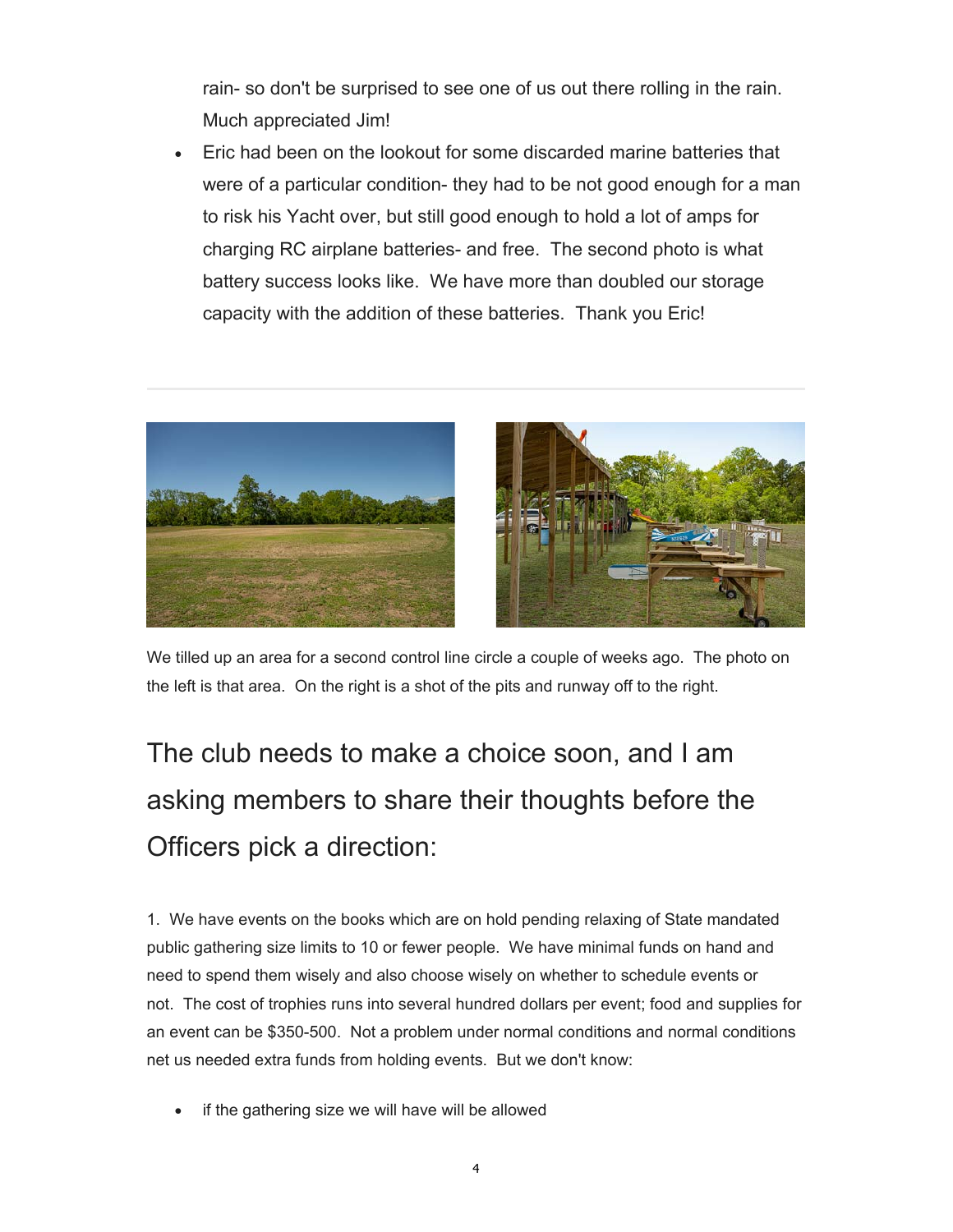rain- so don't be surprised to see one of us out there rolling in the rain. Much appreciated Jim!

- Eric had been on the lookout for some discarded marine batteries that were of a particular condition- they had to be not good enough for a man to risk his Yacht over, but still good enough to hold a lot of amps for charging RC airplane batteries- and free. The second photo is what battery success looks like. We have more than doubled our storage capacity with the addition of these batteries. Thank you Eric!

---

We tilled up an area for a second control line circle a couple of weeks ago. The photo on the left is that area. On the right is a shot of the pits and runway off to the right.

# The club needs to make a choice soon, and I am asking members to share their thoughts before the Officers pick a direction:

1. We have events on the books which are on hold pending relaxing of State mandated public gathering size limits to 10 or fewer people. We have minimal funds on hand and need to spend them wisely and also choose wisely on whether to schedule events or not. The cost of trophies runs into several hundred dollars per event; food and supplies for an event can be $350-500. Not a problem under normal conditions and normal conditions net us needed extra funds from holding events. But we don't know:

- if the gathering size we will have will be allowed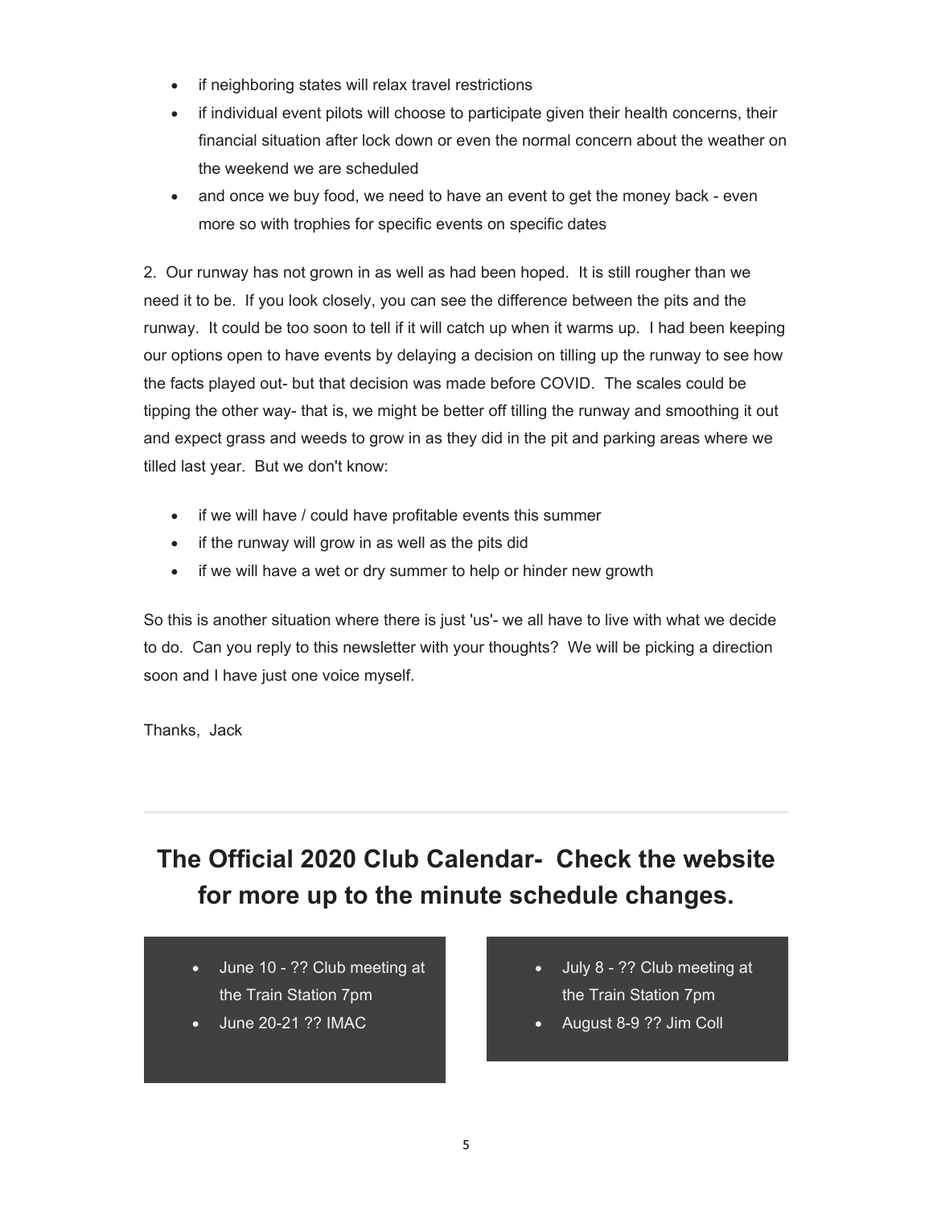- if neighboring states will relax travel restrictions
- if individual event pilots will choose to participate given their health concerns, their financial situation after lock down or even the normal concern about the weather on the weekend we are scheduled
- and once we buy food, we need to have an event to get the money back - even more so with trophies for specific events on specific dates

2. Our runway has not grown in as well as had been hoped. It is still rougher than we need it to be. If you look closely, you can see the difference between the pits and the runway. It could be too soon to tell if it will catch up when it warms up. I had been keeping our options open to have events by delaying a decision on tilling up the runway to see how the facts played out- but that decision was made before COVID. The scales could be tipping the other way- that is, we might be better off tilling the runway and smoothing it out and expect grass and weeds to grow in as they did in the pit and parking areas where we tilled last year. But we don't know:

- if we will have / could have profitable events this summer
- if the runway will grow in as well as the pits did
- if we will have a wet or dry summer to help or hinder new growth

So this is another situation where there is just 'us'- we all have to live with what we decide to do. Can you reply to this newsletter with your thoughts? We will be picking a direction soon and I have just one voice myself.

Thanks, Jack

---

## The Official 2020 Club Calendar- Check the website for more up to the minute schedule changes.

- June 10 - ?? Club meeting at the Train Station 7pm
- June 20-21 ?? IMAC

- July 8 - ?? Club meeting at the Train Station 7pm
- August 8-9 ?? Jim Coll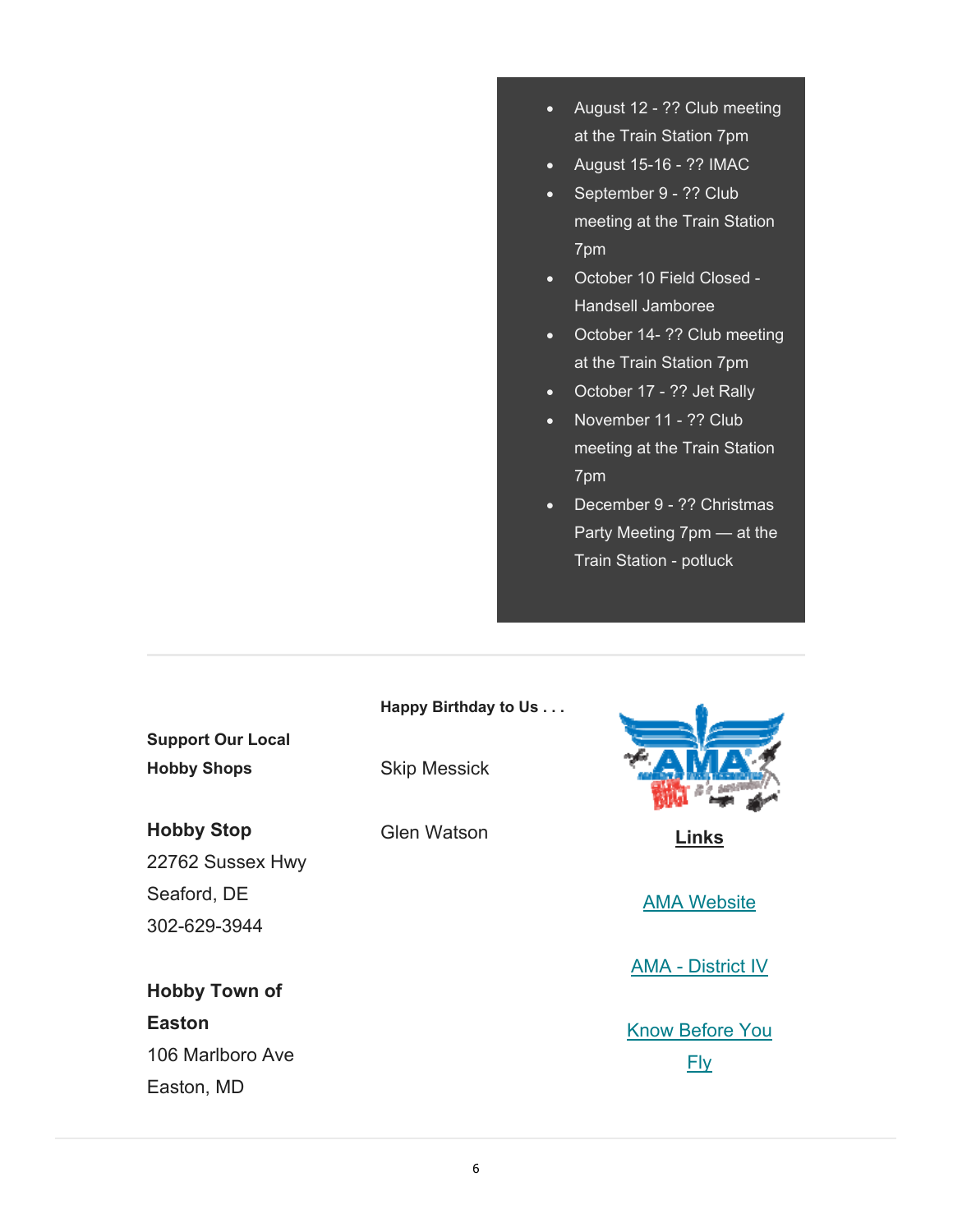- August 12 - ?? Club meeting at the Train Station 7pm
- August 15-16 - ?? IMAC
- September 9 - ?? Club meeting at the Train Station 7pm
- October 10 Field Closed - Handsell Jamboree
- October 14- ?? Club meeting at the Train Station 7pm
- October 17 - ?? Jet Rally
- November 11 - ?? Club meeting at the Train Station 7pm
- December 9 - ?? Christmas Party Meeting 7pm — at the Train Station - potluck

---

**Support Our Local Hobby Shops**

**Hobby Stop**
22762 Sussex Hwy
Seaford, DE
302-629-3944

**Hobby Town of Easton**
106 Marlboro Ave
Easton, MD

**Happy Birthday to Us . . .**

Skip Messick

Glen Watson

**Links**

[AMA Website]

[AMA - District IV]

[Know Before You Fly]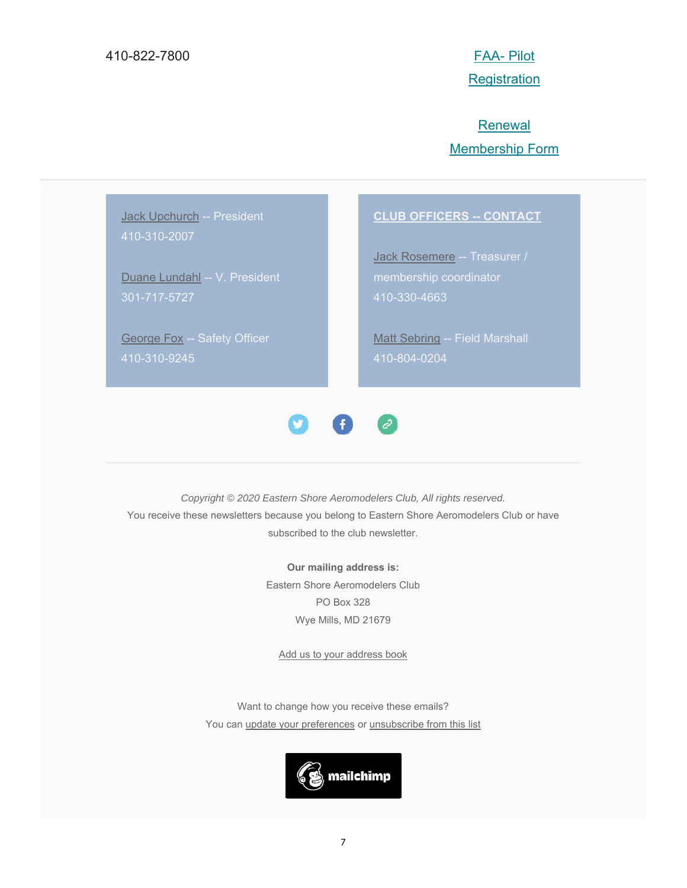410-822-7800

FAA- Pilot Registration

Renewal Membership Form

Jack Upchurch -- President
410-310-2007

Duane Lundahl -- V. President
301-717-5727

George Fox -- Safety Officer
410-310-9245

**CLUB OFFICERS -- CONTACT**

Jack Rosemere -- Treasurer / membership coordinator
410-330-4663

Matt Sebring -- Field Marshall
410-804-0204

*Copyright © 2020 Eastern Shore Aeromodelers Club, All rights reserved.*
You receive these newsletters because you belong to Eastern Shore Aeromodelers Club or have subscribed to the club newsletter.

**Our mailing address is:**
Eastern Shore Aeromodelers Club
PO Box 328
Wye Mills, MD 21679

Add us to your address book

Want to change how you receive these emails?
You can update your preferences or unsubscribe from this list

mailchimp